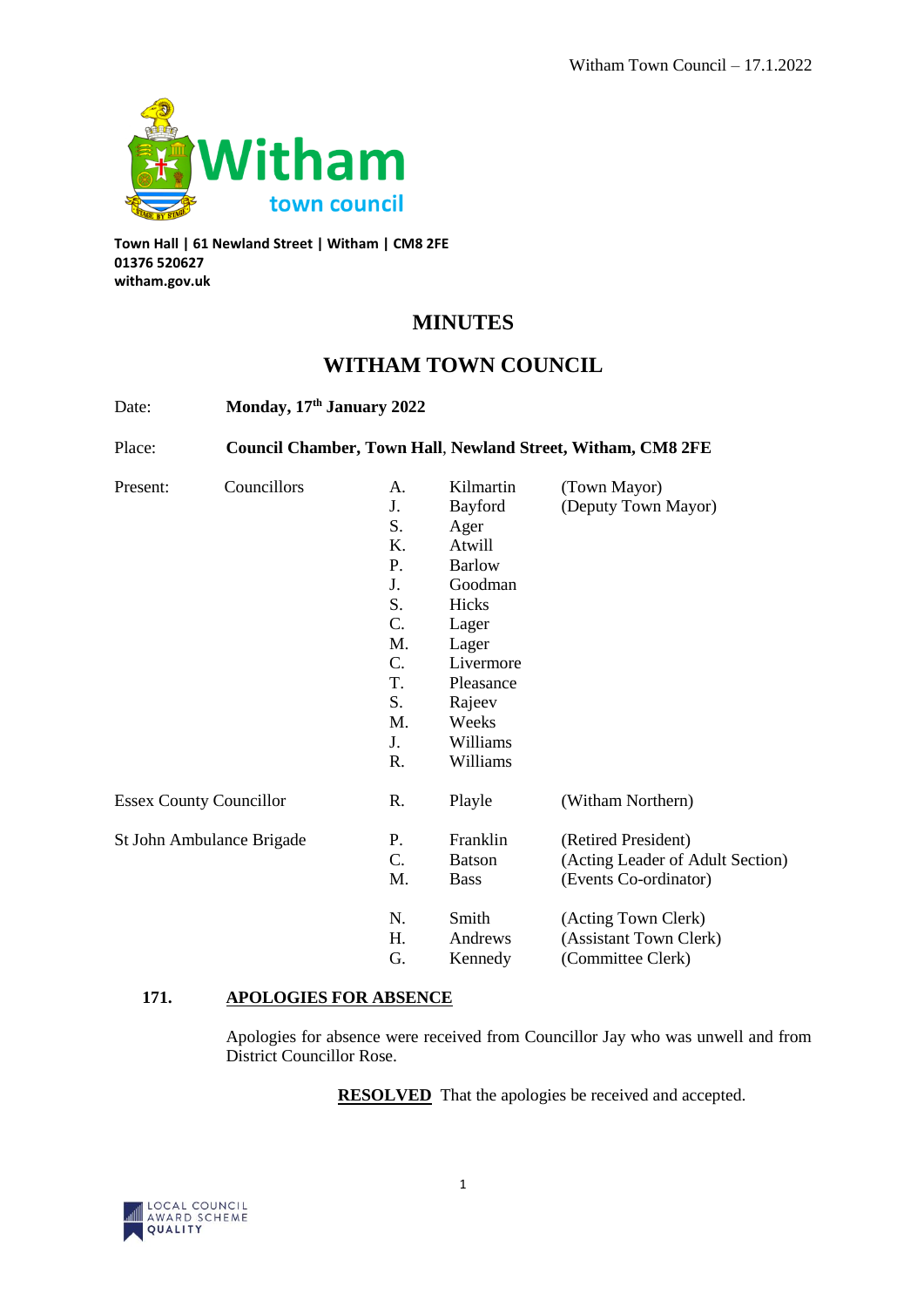Town Hall | 61 Newland Street | Witham | CM8 2FE
01376 520627
witham.gov.uk

# MINUTES

# WITHAM TOWN COUNCIL

Date: **Monday, 17th January 2022**

Place: **Council Chamber, Town Hall, Newland Street, Witham, CM8 2FE**

| Present: | Councillors | | | |
|---|---|---|---|---|
| | | A. | Kilmartin | (Town Mayor) |
| | | J. | Bayford | (Deputy Town Mayor) |
| | | S. | Ager | |
| | | K. | Atwill | |
| | | P. | Barlow | |
| | | J. | Goodman | |
| | | S. | Hicks | |
| | | C. | Lager | |
| | | M. | Lager | |
| | | C. | Livermore | |
| | | T. | Pleasance | |
| | | S. | Rajeev | |
| | | M. | Weeks | |
| | | J. | Williams | |
| | | R. | Williams | |
| Essex County Councillor | | R. | Playle | (Witham Northern) |
| St John Ambulance Brigade | | P. | Franklin | (Retired President) |
| | | C. | Batson | (Acting Leader of Adult Section) |
| | | M. | Bass | (Events Co-ordinator) |
| | | N. | Smith | (Acting Town Clerk) |
| | | H. | Andrews | (Assistant Town Clerk) |
| | | G. | Kennedy | (Committee Clerk) |

**171. APOLOGIES FOR ABSENCE**

Apologies for absence were received from Councillor Jay who was unwell and from District Councillor Rose.

**RESOLVED** That the apologies be received and accepted.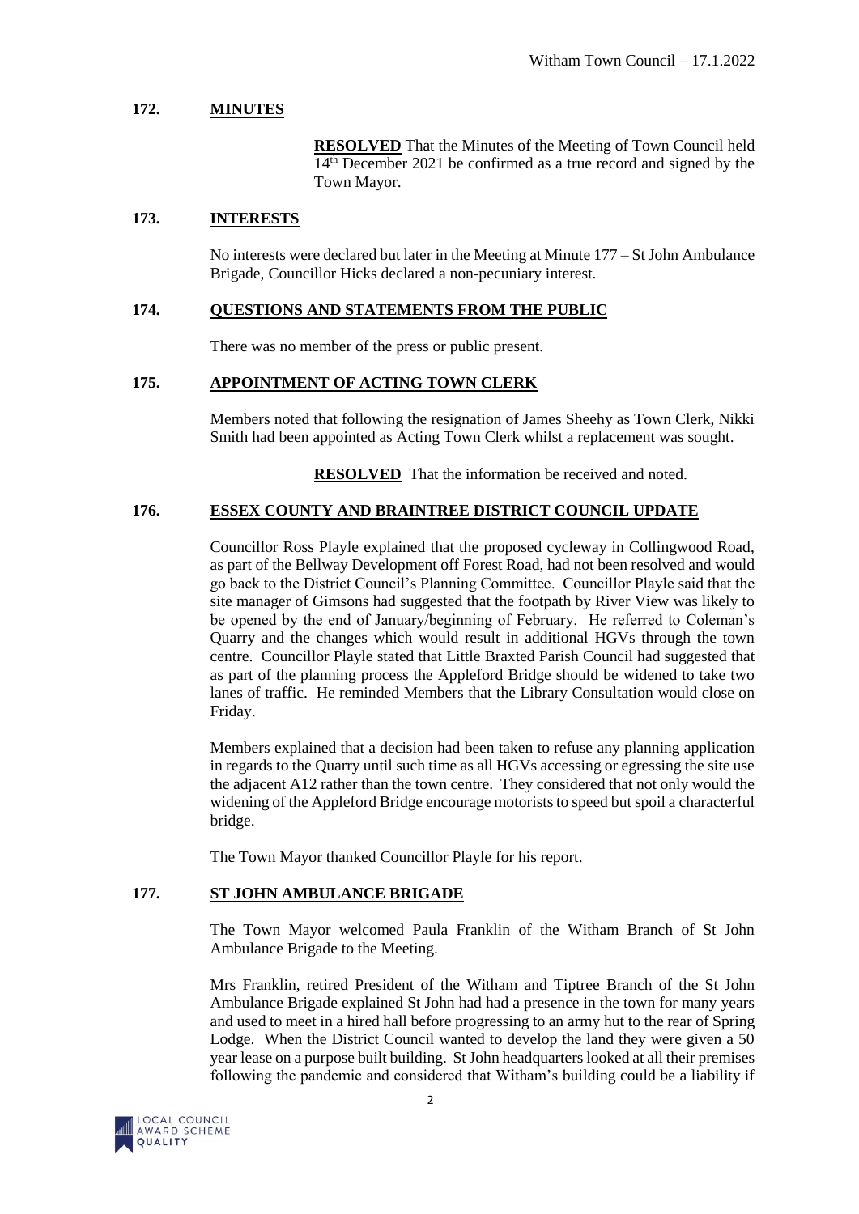## 172. MINUTES

**RESOLVED** That the Minutes of the Meeting of Town Council held 14th December 2021 be confirmed as a true record and signed by the Town Mayor.

## 173. INTERESTS

No interests were declared but later in the Meeting at Minute 177 – St John Ambulance Brigade, Councillor Hicks declared a non-pecuniary interest.

## 174. QUESTIONS AND STATEMENTS FROM THE PUBLIC

There was no member of the press or public present.

## 175. APPOINTMENT OF ACTING TOWN CLERK

Members noted that following the resignation of James Sheehy as Town Clerk, Nikki Smith had been appointed as Acting Town Clerk whilst a replacement was sought.

**RESOLVED** That the information be received and noted.

## 176. ESSEX COUNTY AND BRAINTREE DISTRICT COUNCIL UPDATE

Councillor Ross Playle explained that the proposed cycleway in Collingwood Road, as part of the Bellway Development off Forest Road, had not been resolved and would go back to the District Council's Planning Committee. Councillor Playle said that the site manager of Gimsons had suggested that the footpath by River View was likely to be opened by the end of January/beginning of February. He referred to Coleman's Quarry and the changes which would result in additional HGVs through the town centre. Councillor Playle stated that Little Braxted Parish Council had suggested that as part of the planning process the Appleford Bridge should be widened to take two lanes of traffic. He reminded Members that the Library Consultation would close on Friday.

Members explained that a decision had been taken to refuse any planning application in regards to the Quarry until such time as all HGVs accessing or egressing the site use the adjacent A12 rather than the town centre. They considered that not only would the widening of the Appleford Bridge encourage motorists to speed but spoil a characterful bridge.

The Town Mayor thanked Councillor Playle for his report.

## 177. ST JOHN AMBULANCE BRIGADE

The Town Mayor welcomed Paula Franklin of the Witham Branch of St John Ambulance Brigade to the Meeting.

Mrs Franklin, retired President of the Witham and Tiptree Branch of the St John Ambulance Brigade explained St John had had a presence in the town for many years and used to meet in a hired hall before progressing to an army hut to the rear of Spring Lodge. When the District Council wanted to develop the land they were given a 50 year lease on a purpose built building. St John headquarters looked at all their premises following the pandemic and considered that Witham's building could be a liability if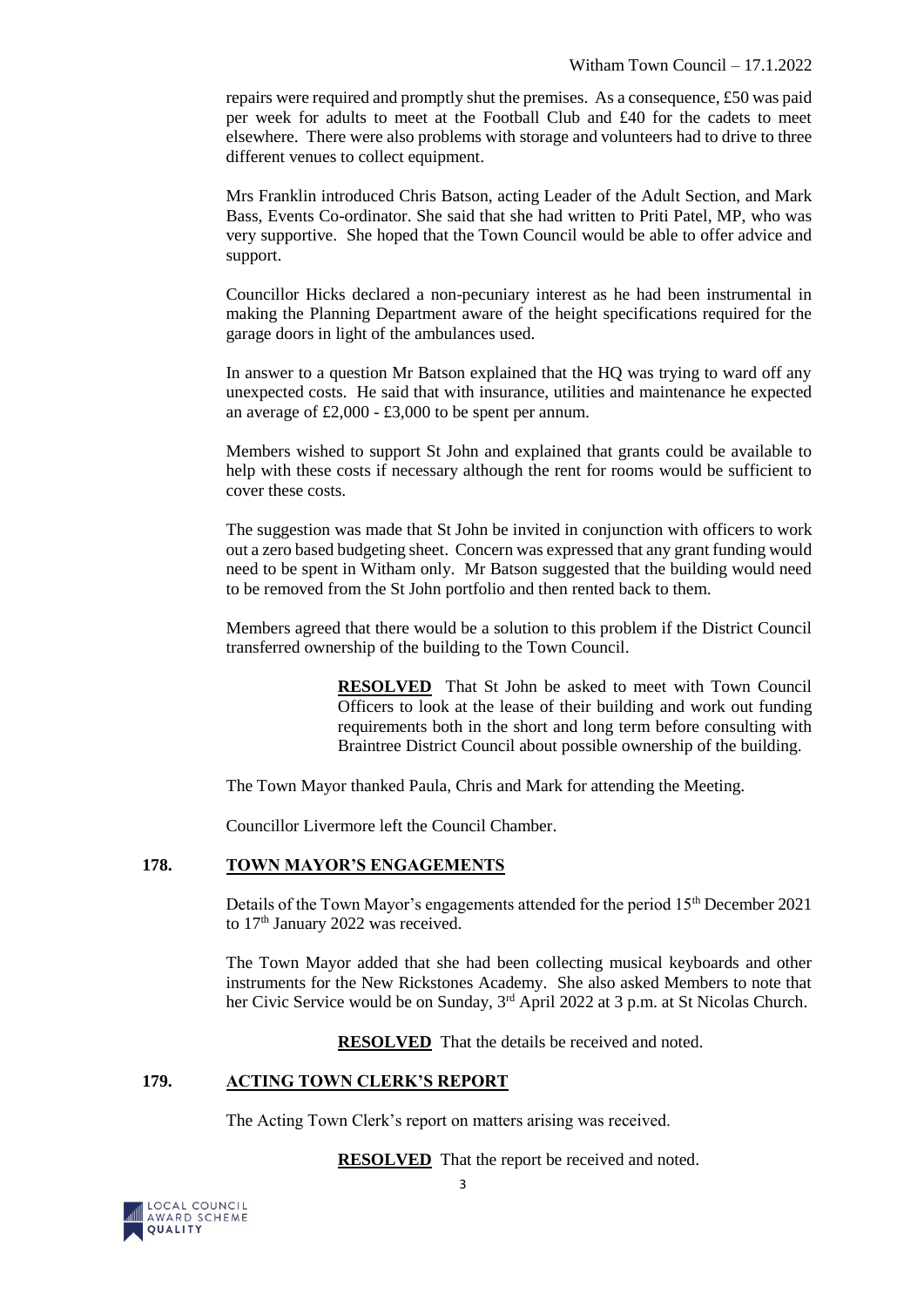repairs were required and promptly shut the premises. As a consequence, £50 was paid per week for adults to meet at the Football Club and £40 for the cadets to meet elsewhere. There were also problems with storage and volunteers had to drive to three different venues to collect equipment.

Mrs Franklin introduced Chris Batson, acting Leader of the Adult Section, and Mark Bass, Events Co-ordinator. She said that she had written to Priti Patel, MP, who was very supportive. She hoped that the Town Council would be able to offer advice and support.

Councillor Hicks declared a non-pecuniary interest as he had been instrumental in making the Planning Department aware of the height specifications required for the garage doors in light of the ambulances used.

In answer to a question Mr Batson explained that the HQ was trying to ward off any unexpected costs. He said that with insurance, utilities and maintenance he expected an average of £2,000 - £3,000 to be spent per annum.

Members wished to support St John and explained that grants could be available to help with these costs if necessary although the rent for rooms would be sufficient to cover these costs.

The suggestion was made that St John be invited in conjunction with officers to work out a zero based budgeting sheet. Concern was expressed that any grant funding would need to be spent in Witham only. Mr Batson suggested that the building would need to be removed from the St John portfolio and then rented back to them.

Members agreed that there would be a solution to this problem if the District Council transferred ownership of the building to the Town Council.

> **RESOLVED** That St John be asked to meet with Town Council Officers to look at the lease of their building and work out funding requirements both in the short and long term before consulting with Braintree District Council about possible ownership of the building.

The Town Mayor thanked Paula, Chris and Mark for attending the Meeting.

Councillor Livermore left the Council Chamber.

## 178. TOWN MAYOR'S ENGAGEMENTS

Details of the Town Mayor's engagements attended for the period 15th December 2021 to 17th January 2022 was received.

The Town Mayor added that she had been collecting musical keyboards and other instruments for the New Rickstones Academy. She also asked Members to note that her Civic Service would be on Sunday, 3rd April 2022 at 3 p.m. at St Nicolas Church.

**RESOLVED** That the details be received and noted.

## 179. ACTING TOWN CLERK'S REPORT

The Acting Town Clerk's report on matters arising was received.

**RESOLVED** That the report be received and noted.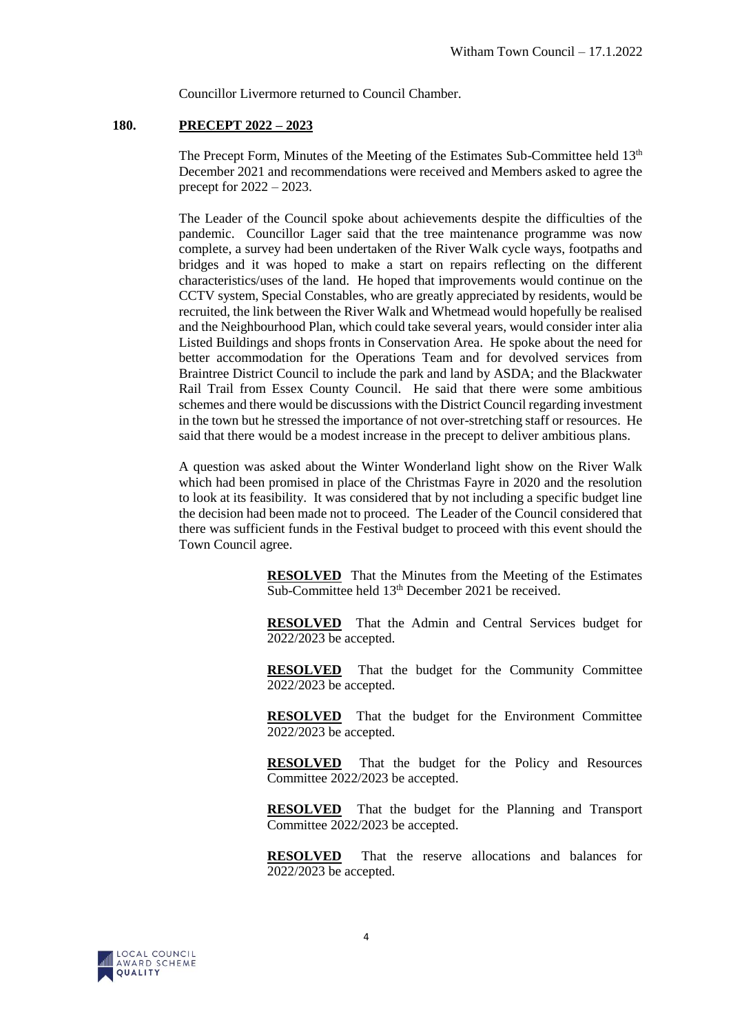Councillor Livermore returned to Council Chamber.

## 180. PRECEPT 2022 – 2023

The Precept Form, Minutes of the Meeting of the Estimates Sub-Committee held 13th December 2021 and recommendations were received and Members asked to agree the precept for 2022 – 2023.

The Leader of the Council spoke about achievements despite the difficulties of the pandemic. Councillor Lager said that the tree maintenance programme was now complete, a survey had been undertaken of the River Walk cycle ways, footpaths and bridges and it was hoped to make a start on repairs reflecting on the different characteristics/uses of the land. He hoped that improvements would continue on the CCTV system, Special Constables, who are greatly appreciated by residents, would be recruited, the link between the River Walk and Whetmead would hopefully be realised and the Neighbourhood Plan, which could take several years, would consider inter alia Listed Buildings and shops fronts in Conservation Area. He spoke about the need for better accommodation for the Operations Team and for devolved services from Braintree District Council to include the park and land by ASDA; and the Blackwater Rail Trail from Essex County Council. He said that there were some ambitious schemes and there would be discussions with the District Council regarding investment in the town but he stressed the importance of not over-stretching staff or resources. He said that there would be a modest increase in the precept to deliver ambitious plans.

A question was asked about the Winter Wonderland light show on the River Walk which had been promised in place of the Christmas Fayre in 2020 and the resolution to look at its feasibility. It was considered that by not including a specific budget line the decision had been made not to proceed. The Leader of the Council considered that there was sufficient funds in the Festival budget to proceed with this event should the Town Council agree.

**RESOLVED** That the Minutes from the Meeting of the Estimates Sub-Committee held 13th December 2021 be received.

**RESOLVED** That the Admin and Central Services budget for 2022/2023 be accepted.

**RESOLVED** That the budget for the Community Committee 2022/2023 be accepted.

**RESOLVED** That the budget for the Environment Committee 2022/2023 be accepted.

**RESOLVED** That the budget for the Policy and Resources Committee 2022/2023 be accepted.

**RESOLVED** That the budget for the Planning and Transport Committee 2022/2023 be accepted.

**RESOLVED** That the reserve allocations and balances for 2022/2023 be accepted.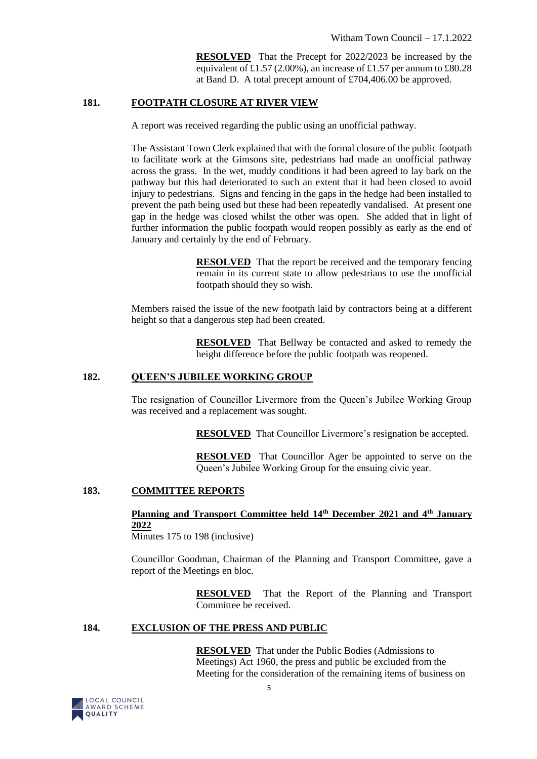**RESOLVED** That the Precept for 2022/2023 be increased by the equivalent of £1.57 (2.00%), an increase of £1.57 per annum to £80.28 at Band D. A total precept amount of £704,406.00 be approved.

## 181. FOOTPATH CLOSURE AT RIVER VIEW

A report was received regarding the public using an unofficial pathway.

The Assistant Town Clerk explained that with the formal closure of the public footpath to facilitate work at the Gimsons site, pedestrians had made an unofficial pathway across the grass. In the wet, muddy conditions it had been agreed to lay bark on the pathway but this had deteriorated to such an extent that it had been closed to avoid injury to pedestrians. Signs and fencing in the gaps in the hedge had been installed to prevent the path being used but these had been repeatedly vandalised. At present one gap in the hedge was closed whilst the other was open. She added that in light of further information the public footpath would reopen possibly as early as the end of January and certainly by the end of February.

**RESOLVED** That the report be received and the temporary fencing remain in its current state to allow pedestrians to use the unofficial footpath should they so wish.

Members raised the issue of the new footpath laid by contractors being at a different height so that a dangerous step had been created.

**RESOLVED** That Bellway be contacted and asked to remedy the height difference before the public footpath was reopened.

## 182. QUEEN'S JUBILEE WORKING GROUP

The resignation of Councillor Livermore from the Queen's Jubilee Working Group was received and a replacement was sought.

**RESOLVED** That Councillor Livermore's resignation be accepted.

**RESOLVED** That Councillor Ager be appointed to serve on the Queen's Jubilee Working Group for the ensuing civic year.

## 183. COMMITTEE REPORTS

**Planning and Transport Committee held 14th December 2021 and 4th January 2022**

Minutes 175 to 198 (inclusive)

Councillor Goodman, Chairman of the Planning and Transport Committee, gave a report of the Meetings en bloc.

**RESOLVED** That the Report of the Planning and Transport Committee be received.

## 184. EXCLUSION OF THE PRESS AND PUBLIC

**RESOLVED** That under the Public Bodies (Admissions to Meetings) Act 1960, the press and public be excluded from the Meeting for the consideration of the remaining items of business on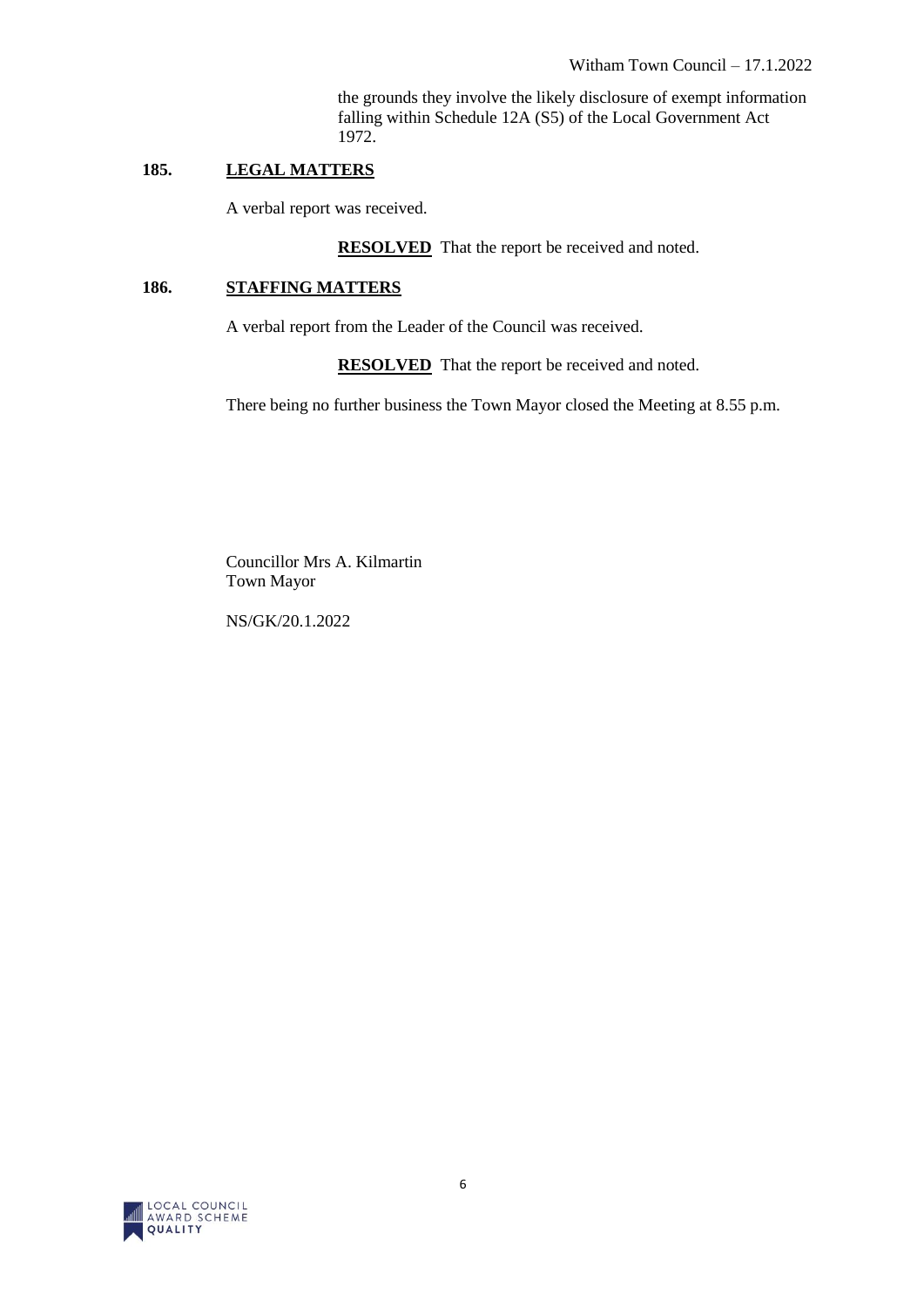the grounds they involve the likely disclosure of exempt information falling within Schedule 12A (S5) of the Local Government Act 1972.

**185. LEGAL MATTERS**

A verbal report was received.

**RESOLVED** That the report be received and noted.

**186. STAFFING MATTERS**

A verbal report from the Leader of the Council was received.

**RESOLVED** That the report be received and noted.

There being no further business the Town Mayor closed the Meeting at 8.55 p.m.

Councillor Mrs A. Kilmartin
Town Mayor

NS/GK/20.1.2022

LOCAL COUNCIL AWARD SCHEME QUALITY